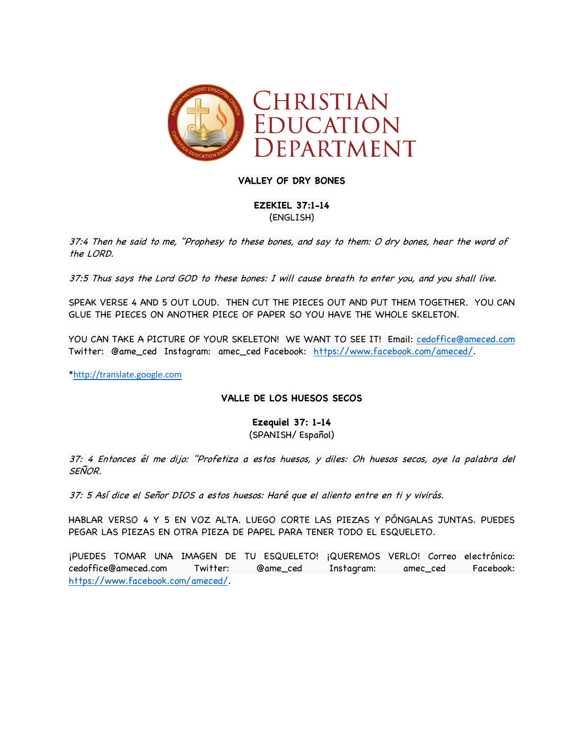# CHRISTIAN EDUCATION DEPARTMENT

## VALLEY OF DRY BONES

**EZEKIEL 37:1-14**
(ENGLISH)

*37:4 Then he said to me, "Prophesy to these bones, and say to them: O dry bones, hear the word of the LORD.*

*37:5 Thus says the Lord GOD to these bones: I will cause breath to enter you, and you shall live.*

SPEAK VERSE 4 AND 5 OUT LOUD. THEN CUT THE PIECES OUT AND PUT THEM TOGETHER. YOU CAN GLUE THE PIECES ON ANOTHER PIECE OF PAPER SO YOU HAVE THE WHOLE SKELETON.

YOU CAN TAKE A PICTURE OF YOUR SKELETON! WE WANT TO SEE IT! Email: cedoffice@ameced.com Twitter: @ame_ced Instagram: amec_ced Facebook: https://www.facebook.com/ameced/.

*http://translate.google.com

## VALLE DE LOS HUESOS SECOS

**Ezequiel 37: 1-14**
(SPANISH/ Español)

*37: 4 Entonces él me dijo: "Profetiza a estos huesos, y diles: Oh huesos secos, oye la palabra del SEÑOR.*

*37: 5 Así dice el Señor DIOS a estos huesos: Haré que el aliento entre en ti y vivirás.*

HABLAR VERSO 4 Y 5 EN VOZ ALTA. LUEGO CORTE LAS PIEZAS Y PÓNGALAS JUNTAS. PUEDES PEGAR LAS PIEZAS EN OTRA PIEZA DE PAPEL PARA TENER TODO EL ESQUELETO.

¡PUEDES TOMAR UNA IMAGEN DE TU ESQUELETO! ¡QUEREMOS VERLO! Correo electrónico: cedoffice@ameced.com Twitter: @ame_ced Instagram: amec_ced Facebook: https://www.facebook.com/ameced/.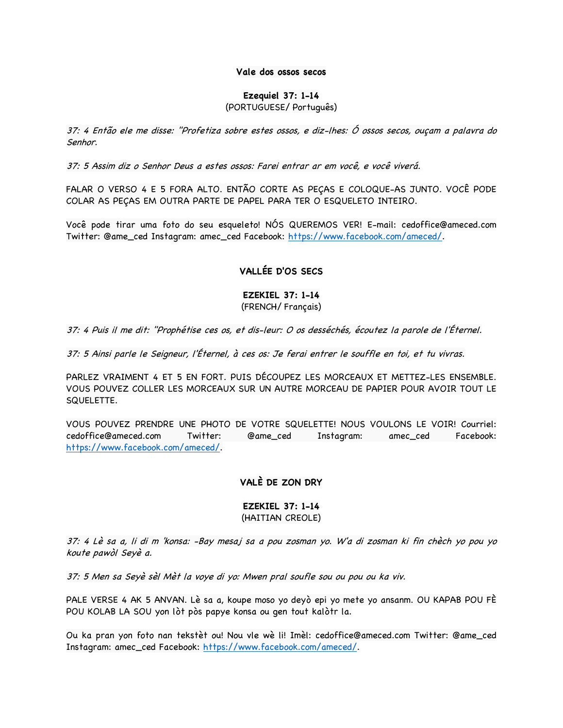**Vale dos ossos secos**

**Ezequiel 37: 1-14**
(PORTUGUESE/ Português)

*37: 4 Então ele me disse: "Profetiza sobre estes ossos, e diz-lhes: Ó ossos secos, ouçam a palavra do Senhor.*

*37: 5 Assim diz o Senhor Deus a estes ossos: Farei entrar ar em você, e você viverá.*

FALAR O VERSO 4 E 5 FORA ALTO. ENTÃO CORTE AS PEÇAS E COLOQUE-AS JUNTO. VOCÊ PODE COLAR AS PEÇAS EM OUTRA PARTE DE PAPEL PARA TER O ESQUELETO INTEIRO.

Você pode tirar uma foto do seu esqueleto! NÓS QUEREMOS VER! E-mail: cedoffice@ameced.com Twitter: @ame_ced Instagram: amec_ced Facebook: https://www.facebook.com/ameced/.

**VALLÉE D'OS SECS**

**EZEKIEL 37: 1-14**
(FRENCH/ Français)

*37: 4 Puis il me dit: "Prophétise ces os, et dis-leur: O os desséchés, écoutez la parole de l'Éternel.*

*37: 5 Ainsi parle le Seigneur, l'Éternel, à ces os: Je ferai entrer le souffle en toi, et tu vivras.*

PARLEZ VRAIMENT 4 ET 5 EN FORT. PUIS DÉCOUPEZ LES MORCEAUX ET METTEZ-LES ENSEMBLE. VOUS POUVEZ COLLER LES MORCEAUX SUR UN AUTRE MORCEAU DE PAPIER POUR AVOIR TOUT LE SQUELETTE.

VOUS POUVEZ PRENDRE UNE PHOTO DE VOTRE SQUELETTE! NOUS VOULONS LE VOIR! Courriel: cedoffice@ameced.com Twitter: @ame_ced Instagram: amec_ced Facebook: https://www.facebook.com/ameced/.

**VALÈ DE ZON DRY**

**EZEKIEL 37: 1-14**
(HAITIAN CREOLE)

*37: 4 Lè sa a, li di m 'konsa: -Bay mesaj sa a pou zosman yo. W'a di zosman ki fin chèch yo pou yo koute pawòl Seyè a.*

*37: 5 Men sa Seyè sèl Mèt la voye di yo: Mwen pral soufle sou ou pou ou ka viv.*

PALE VERSE 4 AK 5 ANVAN. Lè sa a, koupe moso yo deyò epi yo mete yo ansanm. OU KAPAB POU FÈ POU KOLAB LA SOU yon lòt pòs papye konsa ou gen tout kalòtr la.

Ou ka pran yon foto nan tekstèt ou! Nou vle wè li! Imèl: cedoffice@ameced.com Twitter: @ame_ced Instagram: amec_ced Facebook: https://www.facebook.com/ameced/.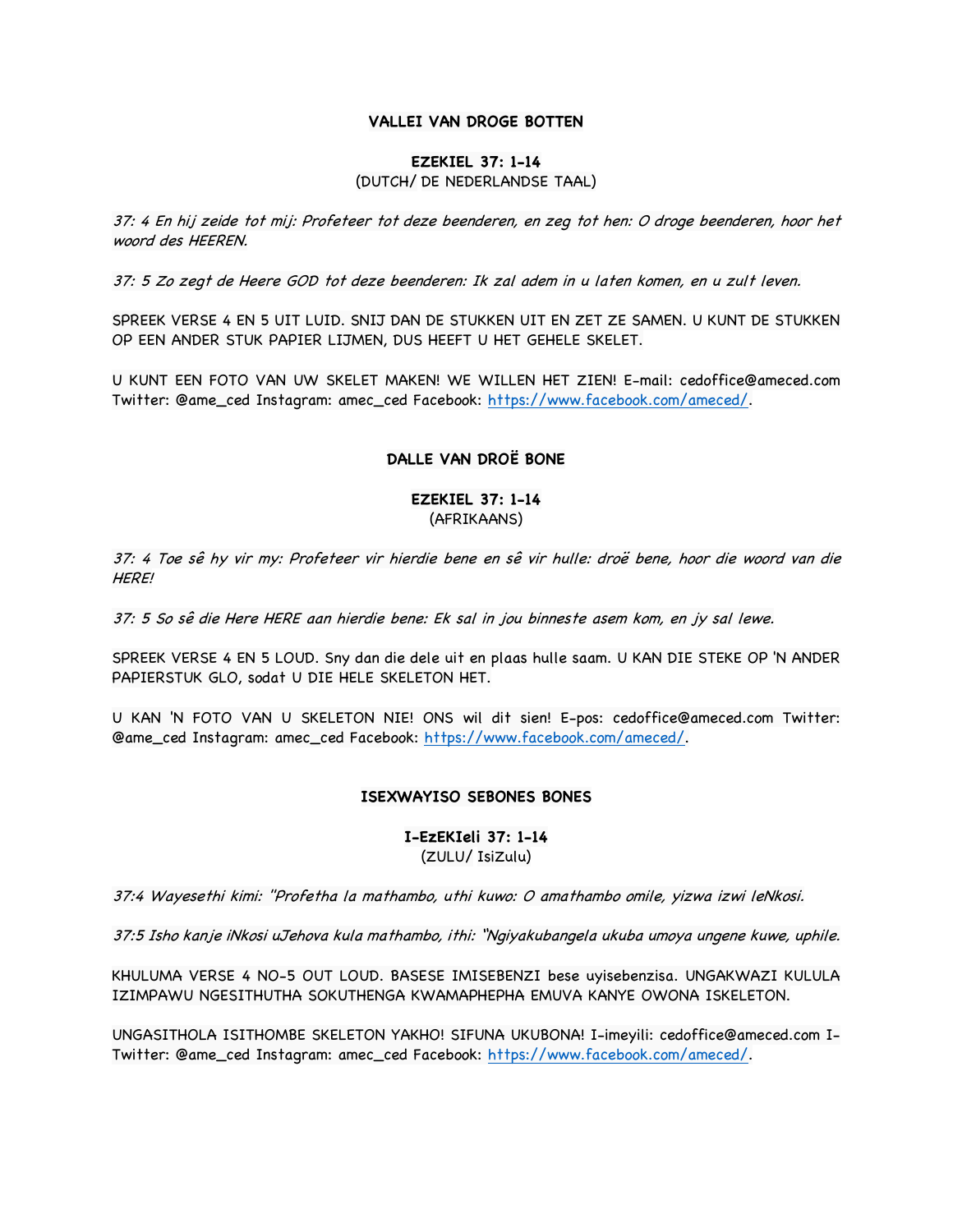**VALLEI VAN DROGE BOTTEN**

**EZEKIEL 37: 1-14**
(DUTCH/ DE NEDERLANDSE TAAL)

*37: 4 En hij zeide tot mij: Profeteer tot deze beenderen, en zeg tot hen: O droge beenderen, hoor het woord des HEEREN.*

*37: 5 Zo zegt de Heere GOD tot deze beenderen: Ik zal adem in u laten komen, en u zult leven.*

SPREEK VERSE 4 EN 5 UIT LUID. SNIJ DAN DE STUKKEN UIT EN ZET ZE SAMEN. U KUNT DE STUKKEN OP EEN ANDER STUK PAPIER LIJMEN, DUS HEEFT U HET GEHELE SKELET.

U KUNT EEN FOTO VAN UW SKELET MAKEN! WE WILLEN HET ZIEN! E-mail: cedoffice@ameced.com Twitter: @ame_ced Instagram: amec_ced Facebook: https://www.facebook.com/ameced/.

**DALLE VAN DROË BONE**

**EZEKIEL 37: 1-14**
(AFRIKAANS)

*37: 4 Toe sê hy vir my: Profeteer vir hierdie bene en sê vir hulle: droë bene, hoor die woord van die HERE!*

*37: 5 So sê die Here HERE aan hierdie bene: Ek sal in jou binneste asem kom, en jy sal lewe.*

SPREEK VERSE 4 EN 5 LOUD. Sny dan die dele uit en plaas hulle saam. U KAN DIE STEKE OP 'N ANDER PAPIERSTUK GLO, sodat U DIE HELE SKELETON HET.

U KAN 'N FOTO VAN U SKELETON NIE! ONS wil dit sien! E-pos: cedoffice@ameced.com Twitter: @ame_ced Instagram: amec_ced Facebook: https://www.facebook.com/ameced/.

**ISEXWAYISO SEBONES BONES**

**I-EzEKIeli 37: 1-14**
(ZULU/ IsiZulu)

*37:4 Wayesethi kimi: "Profetha la mathambo, uthi kuwo: O amathambo omile, yizwa izwi leNkosi.*

*37:5 Isho kanje iNkosi uJehova kula mathambo, ithi: "Ngiyakubangela ukuba umoya ungene kuwe, uphile.*

KHULUMA VERSE 4 NO-5 OUT LOUD. BASESE IMISEBENZI bese uyisebenzisa. UNGAKWAZI KULULA IZIMPAWU NGESITHUTHA SOKUTHENGA KWAMAPHEPHA EMUVA KANYE OWONA ISKELETON.

UNGASITHOLA ISITHOMBE SKELETON YAKHO! SIFUNA UKUBONA! I-imeyili: cedoffice@ameced.com I-Twitter: @ame_ced Instagram: amec_ced Facebook: https://www.facebook.com/ameced/.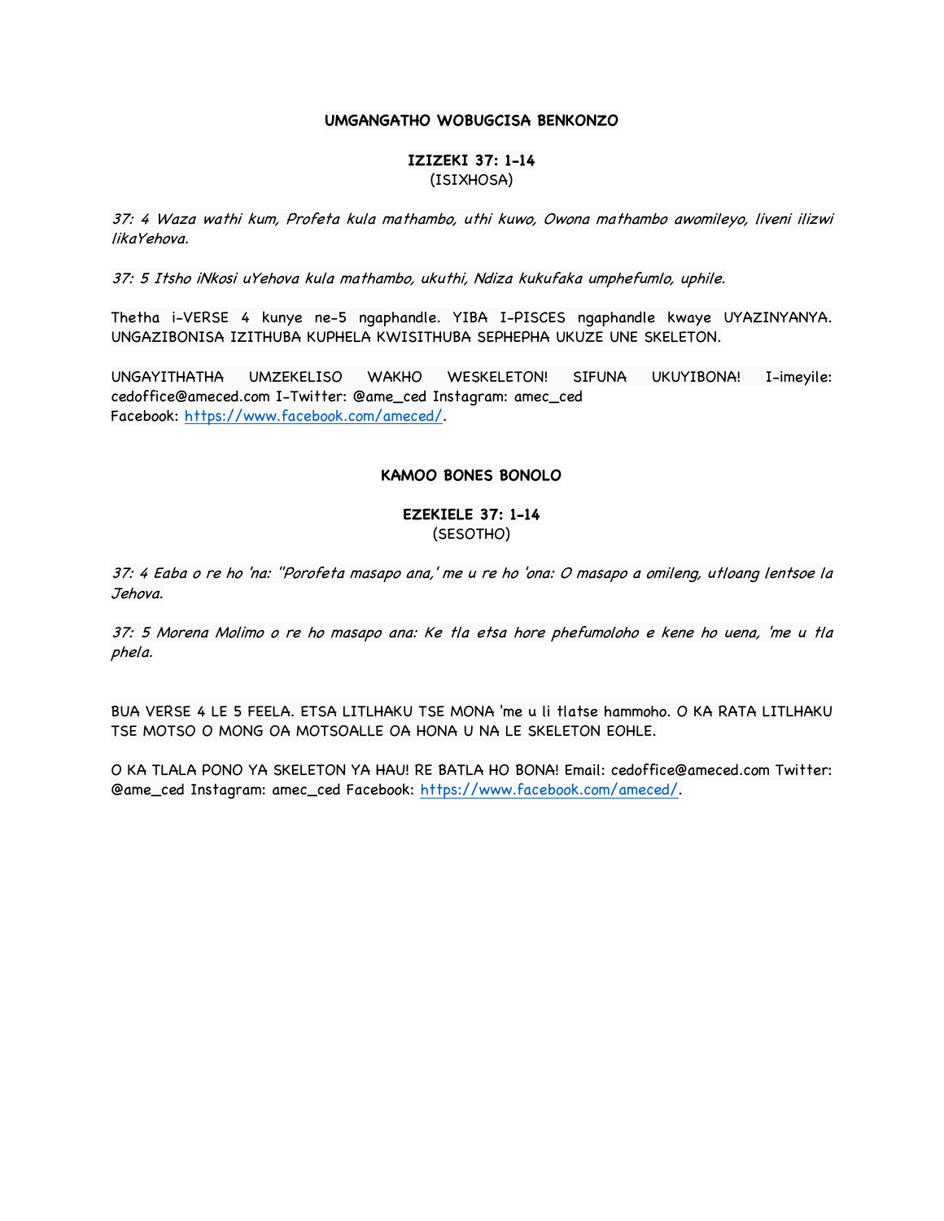**UMGANGATHO WOBUGCISA BENKONZO**

**IZIZEKI 37: 1-14**
(ISIXHOSA)

*37: 4 Waza wathi kum, Profeta kula mathambo, uthi kuwo, Owona mathambo awomileyo, liveni ilizwi likaYehova.*

*37: 5 Itsho iNkosi uYehova kula mathambo, ukuthi, Ndiza kukufaka umphefumlo, uphile.*

Thetha i-VERSE 4 kunye ne-5 ngaphandle. YIBA I-PISCES ngaphandle kwaye UYAZINYANYA. UNGAZIBONISA IZITHUBA KUPHELA KWISITHUBA SEPHEPHA UKUZE UNE SKELETON.

UNGAYITHATHA UMZEKELISO WAKHO WESKELETON! SIFUNA UKUYIBONA! I-imeyile: cedoffice@ameced.com I-Twitter: @ame_ced Instagram: amec_ced
Facebook: https://www.facebook.com/ameced/.

**KAMOO BONES BONOLO**

**EZEKIELE 37: 1-14**
(SESOTHO)

*37: 4 Eaba o re ho 'na: "Porofeta masapo ana,' me u re ho 'ona: O masapo a omileng, utloang lentsoe la Jehova.*

*37: 5 Morena Molimo o re ho masapo ana: Ke tla etsa hore phefumoloho e kene ho uena, 'me u tla phela.*

BUA VERSE 4 LE 5 FEELA. ETSA LITLHAKU TSE MONA 'me u li tlatse hammoho. O KA RATA LITLHAKU TSE MOTSO O MONG OA MOTSOALLE OA HONA U NA LE SKELETON EOHLE.

O KA TLALA PONO YA SKELETON YA HAU! RE BATLA HO BONA! Email: cedoffice@ameced.com Twitter: @ame_ced Instagram: amec_ced Facebook: https://www.facebook.com/ameced/.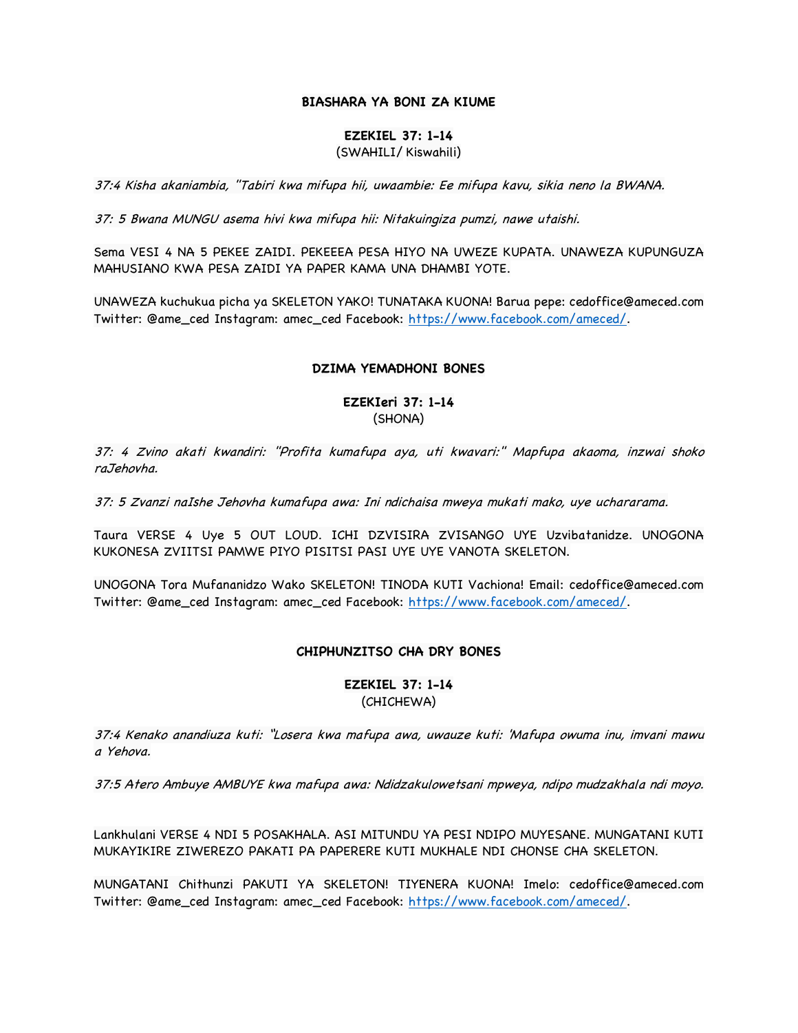**BIASHARA YA BONI ZA KIUME**

**EZEKIEL 37: 1-14**
(SWAHILI/ Kiswahili)

*37:4 Kisha akaniambia, "Tabiri kwa mifupa hii, uwaambie: Ee mifupa kavu, sikia neno la BWANA.*

*37: 5 Bwana MUNGU asema hivi kwa mifupa hii: Nitakuingiza pumzi, nawe utaishi.*

Sema VESI 4 NA 5 PEKEE ZAIDI. PEKEEEA PESA HIYO NA UWEZE KUPATA. UNAWEZA KUPUNGUZA MAHUSIANO KWA PESA ZAIDI YA PAPER KAMA UNA DHAMBI YOTE.

UNAWEZA kuchukua picha ya SKELETON YAKO! TUNATAKA KUONA! Barua pepe: cedoffice@ameced.com Twitter: @ame_ced Instagram: amec_ced Facebook: https://www.facebook.com/ameced/.

**DZIMA YEMADHONI BONES**

**EZEKIeri 37: 1-14**
(SHONA)

*37: 4 Zvino akati kwandiri: "Profita kumafupa aya, uti kwavari:" Mapfupa akaoma, inzwai shoko raJehovha.*

*37: 5 Zvanzi naIshe Jehovha kumafupa awa: Ini ndichaisa mweya mukati mako, uye uchararama.*

Taura VERSE 4 Uye 5 OUT LOUD. ICHI DZVISIRA ZVISANGO UYE Uzvibatanidze. UNOGONA KUKONESA ZVIITSI PAMWE PIYO PISITSI PASI UYE UYE VANOTA SKELETON.

UNOGONA Tora Mufananidzo Wako SKELETON! TINODA KUTI Vachiona! Email: cedoffice@ameced.com Twitter: @ame_ced Instagram: amec_ced Facebook: https://www.facebook.com/ameced/.

**CHIPHUNZITSO CHA DRY BONES**

**EZEKIEL 37: 1-14**
(CHICHEWA)

*37:4 Kenako anandiuza kuti: "Losera kwa mafupa awa, uwauze kuti: 'Mafupa owuma inu, imvani mawu a Yehova.*

*37:5 Atero Ambuye AMBUYE kwa mafupa awa: Ndidzakulowetsani mpweya, ndipo mudzakhala ndi moyo.*

Lankhulani VERSE 4 NDI 5 POSAKHALA. ASI MITUNDU YA PESI NDIPO MUYESANE. MUNGATANI KUTI MUKAYIKIRE ZIWEREZO PAKATI PA PAPERERE KUTI MUKHALE NDI CHONSE CHA SKELETON.

MUNGATANI Chithunzi PAKUTI YA SKELETON! TIYENERA KUONA! Imelo: cedoffice@ameced.com Twitter: @ame_ced Instagram: amec_ced Facebook: https://www.facebook.com/ameced/.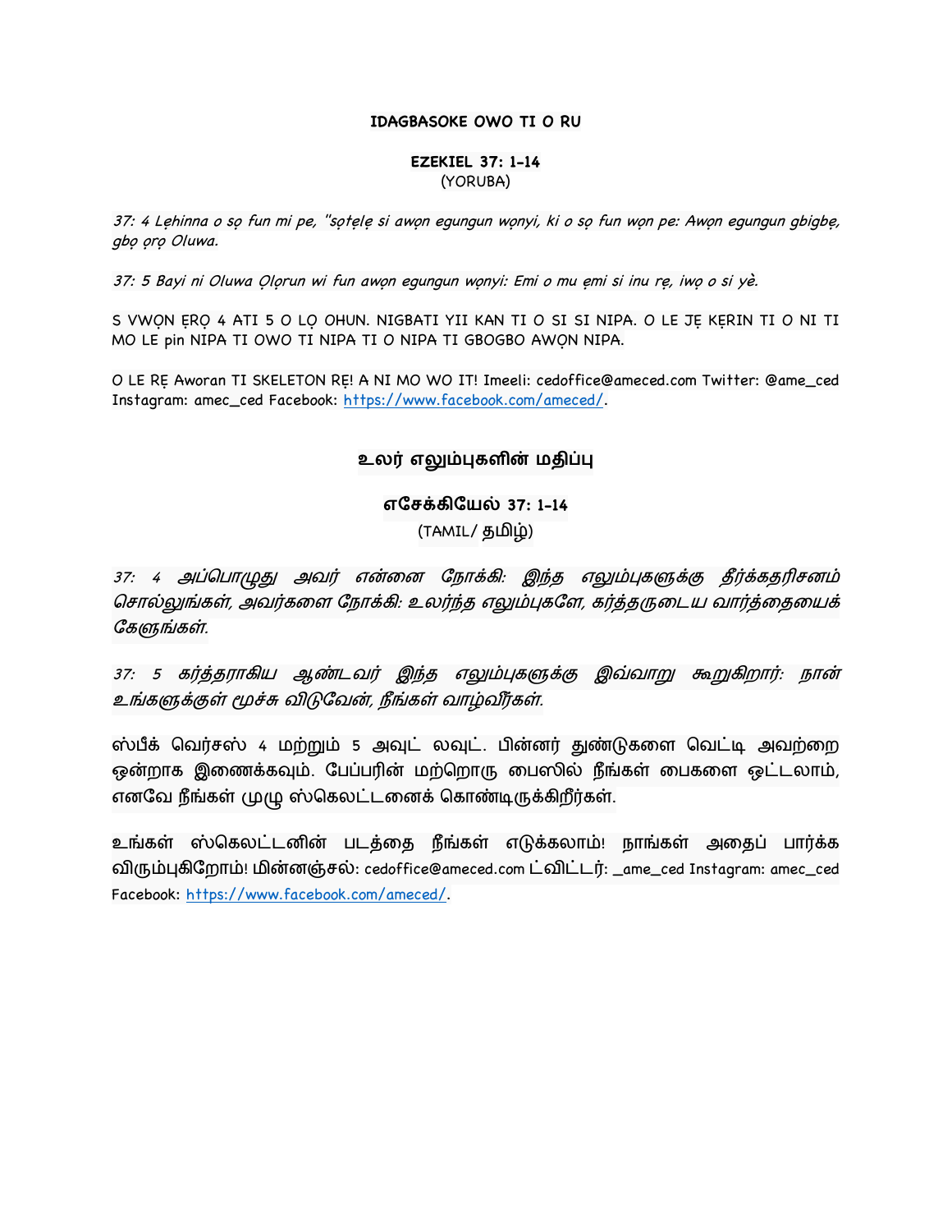**IDAGBASOKE OWO TI O RU**

**EZEKIEL 37: 1-14**
(YORUBA)

*37: 4 Lẹhinna o sọ fun mi pe, "sọtẹlẹ si awọn egungun wọnyi, ki o sọ fun wọn pe: Awọn egungun gbigbẹ, gbọ ọrọ Oluwa.*

*37: 5 Bayi ni Oluwa Ọlọrun wi fun awọn egungun wọnyi: Emi o mu ẹmi si inu rẹ, iwọ o si yè.*

S VWỌN ẸRỌ 4 ATI 5 O LỌ OHUN. NIGBATI YII KAN TI O SI SI NIPA. O LE JẸ KẸRIN TI O NI TI MO LE pin NIPA TI OWO TI NIPA TI O NIPA TI GBOGBO AWỌN NIPA.

O LE RẸ Aworan TI SKELETON RẸ! A NI MO WO IT! Imeeli: cedoffice@ameced.com Twitter: @ame_ced Instagram: amec_ced Facebook: https://www.facebook.com/ameced/.

## உலர் எலும்புகளின் மதிப்பு

**எசேக்கியேல் 37: 1-14**
(TAMIL/ தமிழ்)

*37: 4 அப்பொழுது அவர் என்னை நோக்கி: இந்த எலும்புகளுக்கு தீர்க்கதரிசனம் சொல்லுங்கள், அவர்களை நோக்கி: உலர்ந்த எலும்புகளே, கர்த்தருடைய வார்த்தையைக் கேளுங்கள்.*

*37: 5 கர்த்தராகிய ஆண்டவர் இந்த எலும்புகளுக்கு இவ்வாறு கூறுகிறார்: நான் உங்களுக்குள் மூச்சு விடுவேன், நீங்கள் வாழ்வீர்கள்.*

ஸ்பீக் வெர்சஸ் 4 மற்றும் 5 அவுட் லவுட். பின்னர் துண்டுகளை வெட்டி அவற்றை ஒன்றாக இணைக்கவும். பேப்பரின் மற்றொரு பைஸில் நீங்கள் பைகளை ஒட்டலாம், எனவே நீங்கள் முழு ஸ்கெலட்டனைக் கொண்டிருக்கிறீர்கள்.

உங்கள் ஸ்கெலட்டனின் படத்தை நீங்கள் எடுக்கலாம்! நாங்கள் அதைப் பார்க்க விரும்புகிறோம்! மின்னஞ்சல்: cedoffice@ameced.com ட்விட்டர்: _ame_ced Instagram: amec_ced Facebook: https://www.facebook.com/ameced/.